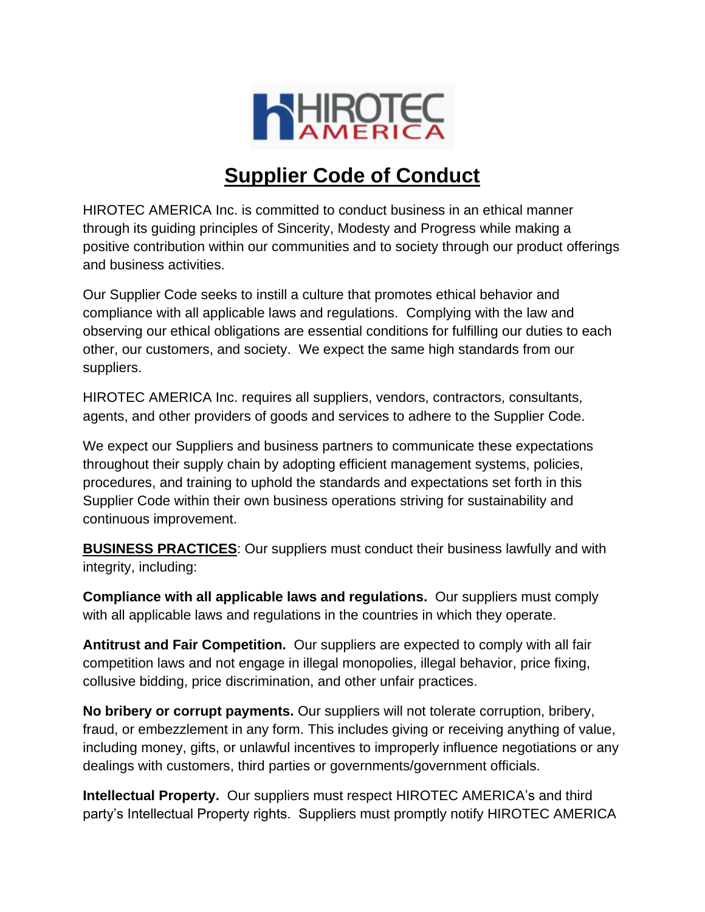# Supplier Code of Conduct

HIROTEC AMERICA Inc. is committed to conduct business in an ethical manner through its guiding principles of Sincerity, Modesty and Progress while making a positive contribution within our communities and to society through our product offerings and business activities.

Our Supplier Code seeks to instill a culture that promotes ethical behavior and compliance with all applicable laws and regulations. Complying with the law and observing our ethical obligations are essential conditions for fulfilling our duties to each other, our customers, and society. We expect the same high standards from our suppliers.

HIROTEC AMERICA Inc. requires all suppliers, vendors, contractors, consultants, agents, and other providers of goods and services to adhere to the Supplier Code.

We expect our Suppliers and business partners to communicate these expectations throughout their supply chain by adopting efficient management systems, policies, procedures, and training to uphold the standards and expectations set forth in this Supplier Code within their own business operations striving for sustainability and continuous improvement.

**BUSINESS PRACTICES**: Our suppliers must conduct their business lawfully and with integrity, including:

**Compliance with all applicable laws and regulations.** Our suppliers must comply with all applicable laws and regulations in the countries in which they operate.

**Antitrust and Fair Competition.** Our suppliers are expected to comply with all fair competition laws and not engage in illegal monopolies, illegal behavior, price fixing, collusive bidding, price discrimination, and other unfair practices.

**No bribery or corrupt payments.** Our suppliers will not tolerate corruption, bribery, fraud, or embezzlement in any form. This includes giving or receiving anything of value, including money, gifts, or unlawful incentives to improperly influence negotiations or any dealings with customers, third parties or governments/government officials.

**Intellectual Property.** Our suppliers must respect HIROTEC AMERICA's and third party's Intellectual Property rights. Suppliers must promptly notify HIROTEC AMERICA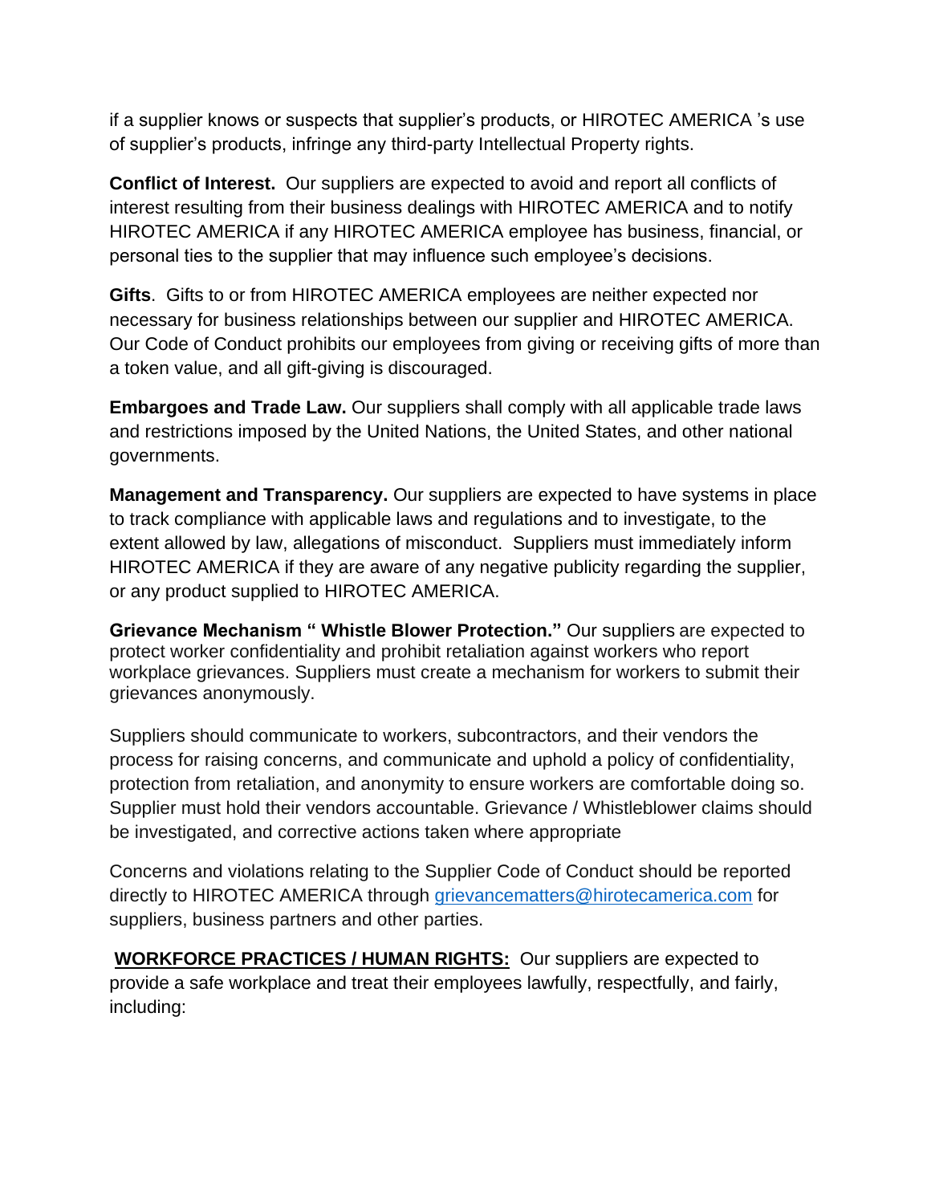if a supplier knows or suspects that supplier's products, or HIROTEC AMERICA 's use of supplier's products, infringe any third-party Intellectual Property rights.

**Conflict of Interest.** Our suppliers are expected to avoid and report all conflicts of interest resulting from their business dealings with HIROTEC AMERICA and to notify HIROTEC AMERICA if any HIROTEC AMERICA employee has business, financial, or personal ties to the supplier that may influence such employee's decisions.

**Gifts**. Gifts to or from HIROTEC AMERICA employees are neither expected nor necessary for business relationships between our supplier and HIROTEC AMERICA. Our Code of Conduct prohibits our employees from giving or receiving gifts of more than a token value, and all gift-giving is discouraged.

**Embargoes and Trade Law.** Our suppliers shall comply with all applicable trade laws and restrictions imposed by the United Nations, the United States, and other national governments.

**Management and Transparency.** Our suppliers are expected to have systems in place to track compliance with applicable laws and regulations and to investigate, to the extent allowed by law, allegations of misconduct. Suppliers must immediately inform HIROTEC AMERICA if they are aware of any negative publicity regarding the supplier, or any product supplied to HIROTEC AMERICA.

**Grievance Mechanism " Whistle Blower Protection."** Our suppliers are expected to protect worker confidentiality and prohibit retaliation against workers who report workplace grievances. Suppliers must create a mechanism for workers to submit their grievances anonymously.

Suppliers should communicate to workers, subcontractors, and their vendors the process for raising concerns, and communicate and uphold a policy of confidentiality, protection from retaliation, and anonymity to ensure workers are comfortable doing so. Supplier must hold their vendors accountable. Grievance / Whistleblower claims should be investigated, and corrective actions taken where appropriate

Concerns and violations relating to the Supplier Code of Conduct should be reported directly to HIROTEC AMERICA through grievancematters@hirotecamerica.com for suppliers, business partners and other parties.

**WORKFORCE PRACTICES / HUMAN RIGHTS:** Our suppliers are expected to provide a safe workplace and treat their employees lawfully, respectfully, and fairly, including: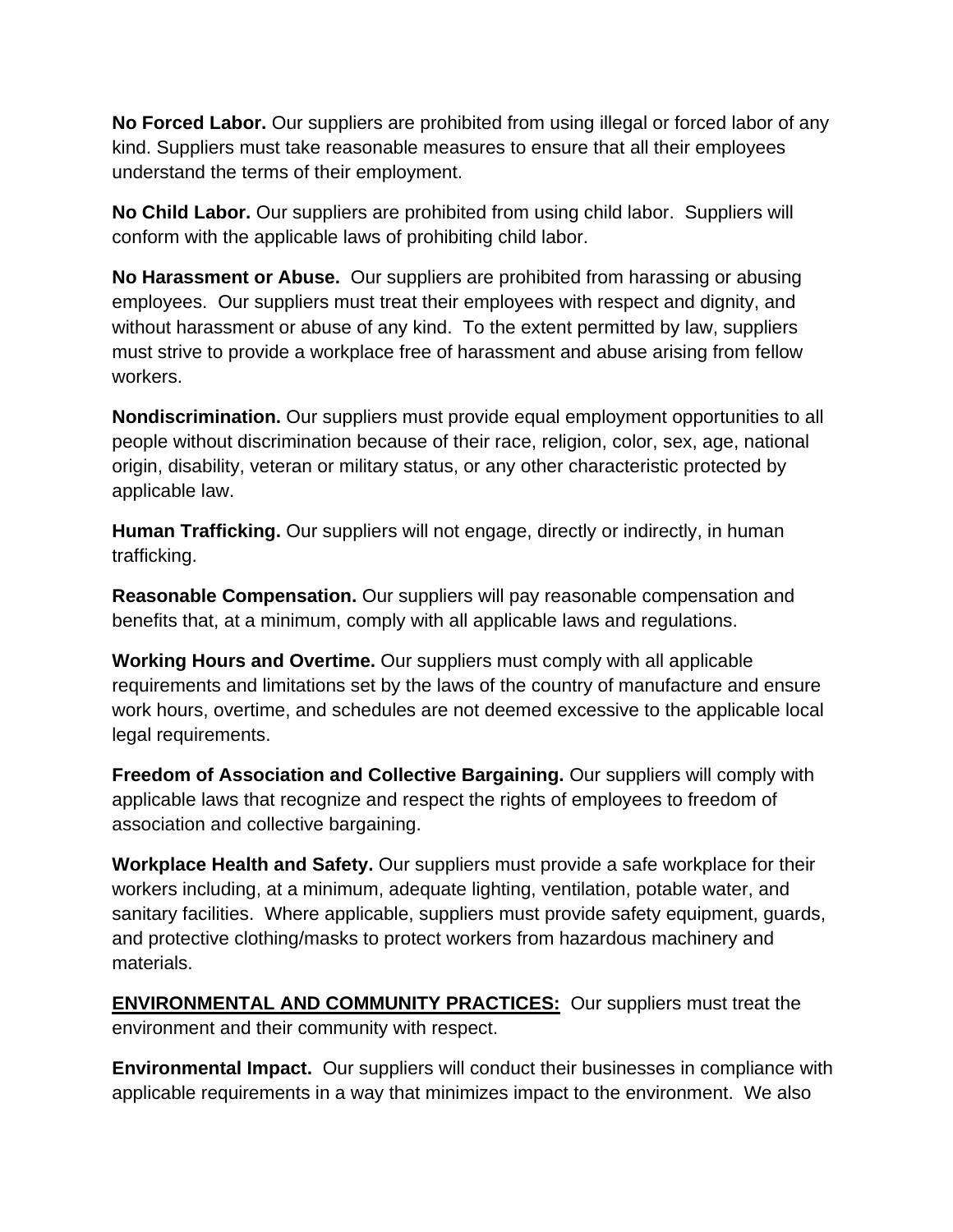**No Forced Labor.** Our suppliers are prohibited from using illegal or forced labor of any kind. Suppliers must take reasonable measures to ensure that all their employees understand the terms of their employment.

**No Child Labor.** Our suppliers are prohibited from using child labor. Suppliers will conform with the applicable laws of prohibiting child labor.

**No Harassment or Abuse.** Our suppliers are prohibited from harassing or abusing employees. Our suppliers must treat their employees with respect and dignity, and without harassment or abuse of any kind. To the extent permitted by law, suppliers must strive to provide a workplace free of harassment and abuse arising from fellow workers.

**Nondiscrimination.** Our suppliers must provide equal employment opportunities to all people without discrimination because of their race, religion, color, sex, age, national origin, disability, veteran or military status, or any other characteristic protected by applicable law.

**Human Trafficking.** Our suppliers will not engage, directly or indirectly, in human trafficking.

**Reasonable Compensation.** Our suppliers will pay reasonable compensation and benefits that, at a minimum, comply with all applicable laws and regulations.

**Working Hours and Overtime.** Our suppliers must comply with all applicable requirements and limitations set by the laws of the country of manufacture and ensure work hours, overtime, and schedules are not deemed excessive to the applicable local legal requirements.

**Freedom of Association and Collective Bargaining.** Our suppliers will comply with applicable laws that recognize and respect the rights of employees to freedom of association and collective bargaining.

**Workplace Health and Safety.** Our suppliers must provide a safe workplace for their workers including, at a minimum, adequate lighting, ventilation, potable water, and sanitary facilities. Where applicable, suppliers must provide safety equipment, guards, and protective clothing/masks to protect workers from hazardous machinery and materials.

**ENVIRONMENTAL AND COMMUNITY PRACTICES:** Our suppliers must treat the environment and their community with respect.

**Environmental Impact.** Our suppliers will conduct their businesses in compliance with applicable requirements in a way that minimizes impact to the environment. We also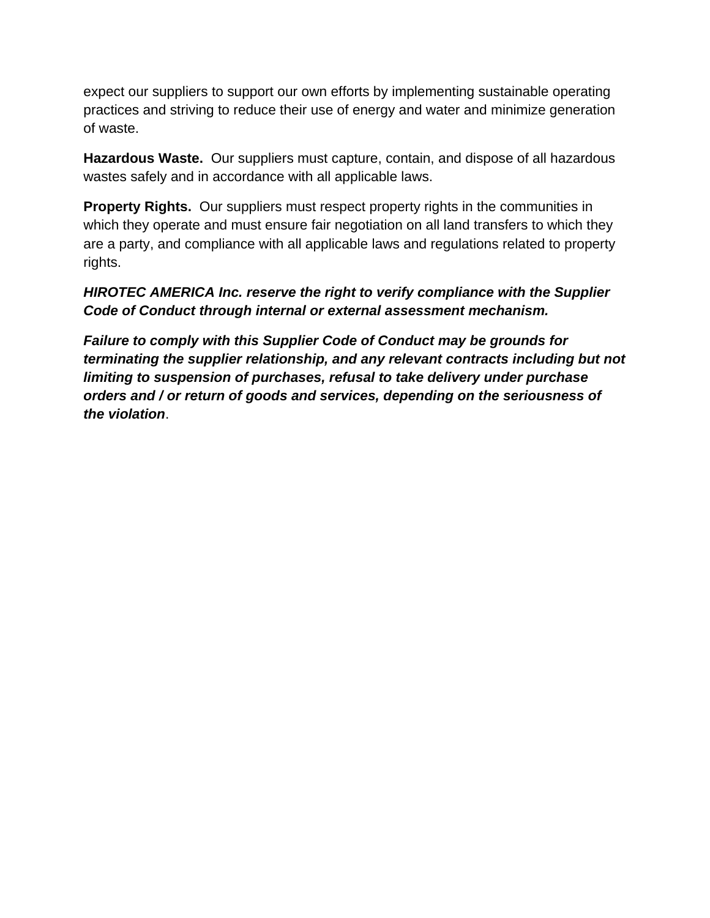expect our suppliers to support our own efforts by implementing sustainable operating practices and striving to reduce their use of energy and water and minimize generation of waste.

**Hazardous Waste.** Our suppliers must capture, contain, and dispose of all hazardous wastes safely and in accordance with all applicable laws.

**Property Rights.** Our suppliers must respect property rights in the communities in which they operate and must ensure fair negotiation on all land transfers to which they are a party, and compliance with all applicable laws and regulations related to property rights.

***HIROTEC AMERICA Inc. reserve the right to verify compliance with the Supplier Code of Conduct through internal or external assessment mechanism.***

***Failure to comply with this Supplier Code of Conduct may be grounds for terminating the supplier relationship, and any relevant contracts including but not limiting to suspension of purchases, refusal to take delivery under purchase orders and / or return of goods and services, depending on the seriousness of the violation***.